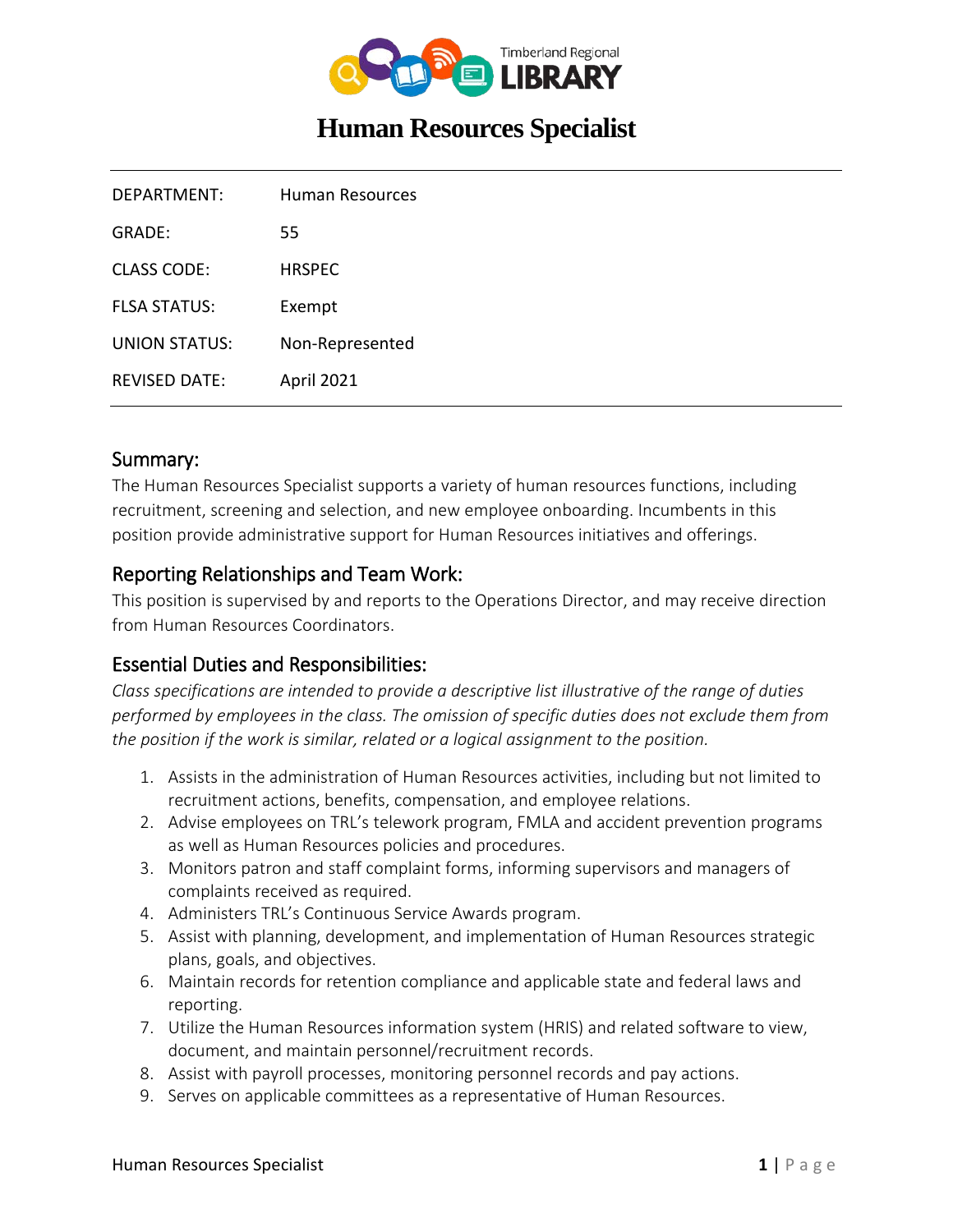Timberland Regional LIBRARY

# Human Resources Specialist

| | |
|---|---|
| DEPARTMENT: | Human Resources |
| GRADE: | 55 |
| CLASS CODE: | HRSPEC |
| FLSA STATUS: | Exempt |
| UNION STATUS: | Non-Represented |
| REVISED DATE: | April 2021 |

## Summary:

The Human Resources Specialist supports a variety of human resources functions, including recruitment, screening and selection, and new employee onboarding. Incumbents in this position provide administrative support for Human Resources initiatives and offerings.

## Reporting Relationships and Team Work:

This position is supervised by and reports to the Operations Director, and may receive direction from Human Resources Coordinators.

## Essential Duties and Responsibilities:

*Class specifications are intended to provide a descriptive list illustrative of the range of duties performed by employees in the class. The omission of specific duties does not exclude them from the position if the work is similar, related or a logical assignment to the position.*

1. Assists in the administration of Human Resources activities, including but not limited to recruitment actions, benefits, compensation, and employee relations.
2. Advise employees on TRL's telework program, FMLA and accident prevention programs as well as Human Resources policies and procedures.
3. Monitors patron and staff complaint forms, informing supervisors and managers of complaints received as required.
4. Administers TRL's Continuous Service Awards program.
5. Assist with planning, development, and implementation of Human Resources strategic plans, goals, and objectives.
6. Maintain records for retention compliance and applicable state and federal laws and reporting.
7. Utilize the Human Resources information system (HRIS) and related software to view, document, and maintain personnel/recruitment records.
8. Assist with payroll processes, monitoring personnel records and pay actions.
9. Serves on applicable committees as a representative of Human Resources.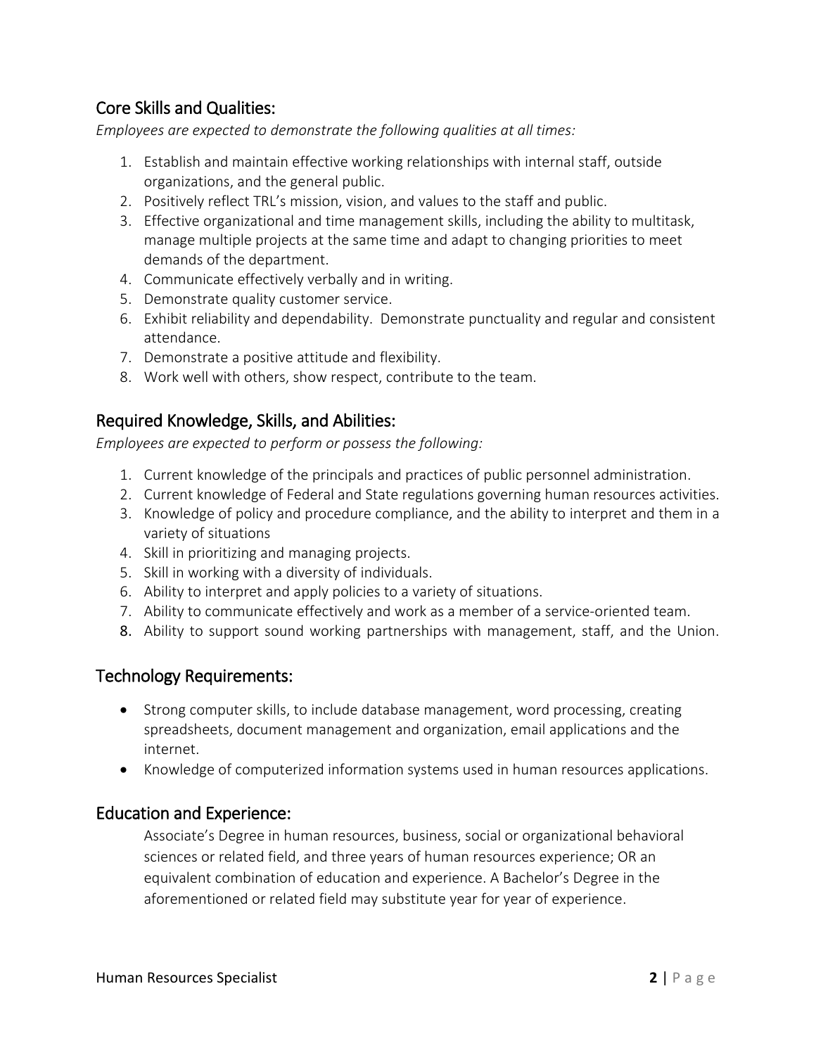## Core Skills and Qualities:

*Employees are expected to demonstrate the following qualities at all times:*

1. Establish and maintain effective working relationships with internal staff, outside organizations, and the general public.
2. Positively reflect TRL's mission, vision, and values to the staff and public.
3. Effective organizational and time management skills, including the ability to multitask, manage multiple projects at the same time and adapt to changing priorities to meet demands of the department.
4. Communicate effectively verbally and in writing.
5. Demonstrate quality customer service.
6. Exhibit reliability and dependability. Demonstrate punctuality and regular and consistent attendance.
7. Demonstrate a positive attitude and flexibility.
8. Work well with others, show respect, contribute to the team.

## Required Knowledge, Skills, and Abilities:

*Employees are expected to perform or possess the following:*

1. Current knowledge of the principals and practices of public personnel administration.
2. Current knowledge of Federal and State regulations governing human resources activities.
3. Knowledge of policy and procedure compliance, and the ability to interpret and them in a variety of situations
4. Skill in prioritizing and managing projects.
5. Skill in working with a diversity of individuals.
6. Ability to interpret and apply policies to a variety of situations.
7. Ability to communicate effectively and work as a member of a service-oriented team.
8. Ability to support sound working partnerships with management, staff, and the Union.

## Technology Requirements:

- Strong computer skills, to include database management, word processing, creating spreadsheets, document management and organization, email applications and the internet.
- Knowledge of computerized information systems used in human resources applications.

## Education and Experience:

Associate's Degree in human resources, business, social or organizational behavioral sciences or related field, and three years of human resources experience; OR an equivalent combination of education and experience. A Bachelor's Degree in the aforementioned or related field may substitute year for year of experience.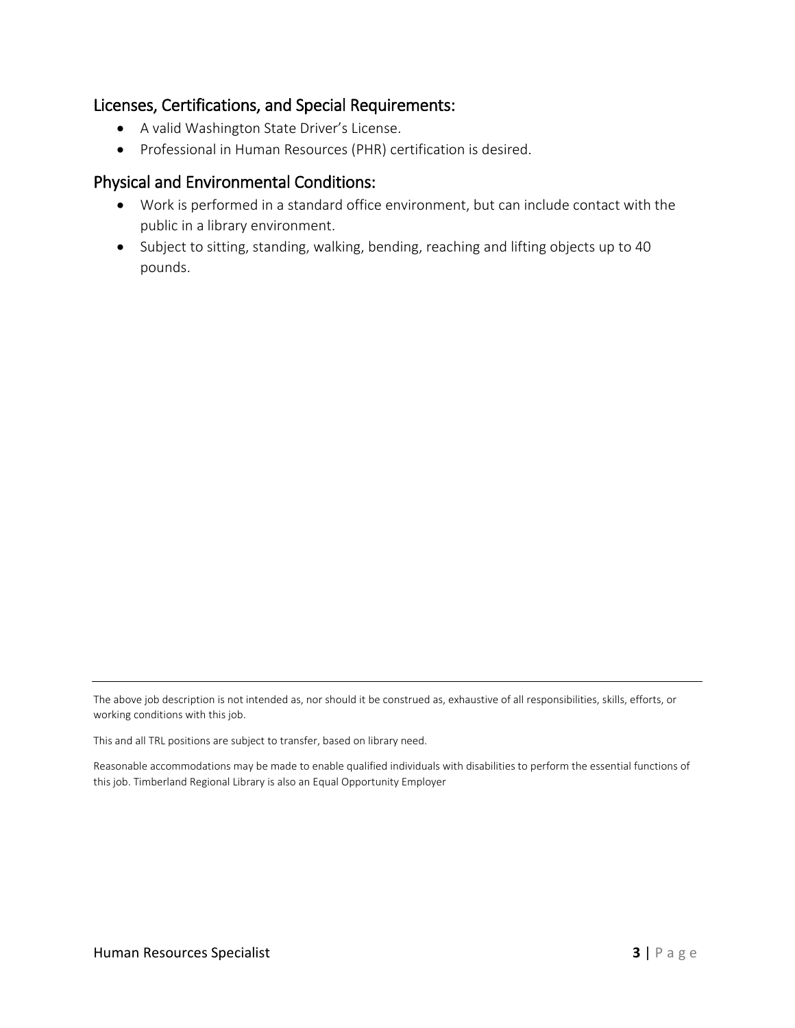## Licenses, Certifications, and Special Requirements:

- A valid Washington State Driver's License.
- Professional in Human Resources (PHR) certification is desired.

## Physical and Environmental Conditions:

- Work is performed in a standard office environment, but can include contact with the public in a library environment.
- Subject to sitting, standing, walking, bending, reaching and lifting objects up to 40 pounds.

---

The above job description is not intended as, nor should it be construed as, exhaustive of all responsibilities, skills, efforts, or working conditions with this job.

This and all TRL positions are subject to transfer, based on library need.

Reasonable accommodations may be made to enable qualified individuals with disabilities to perform the essential functions of this job. Timberland Regional Library is also an Equal Opportunity Employer